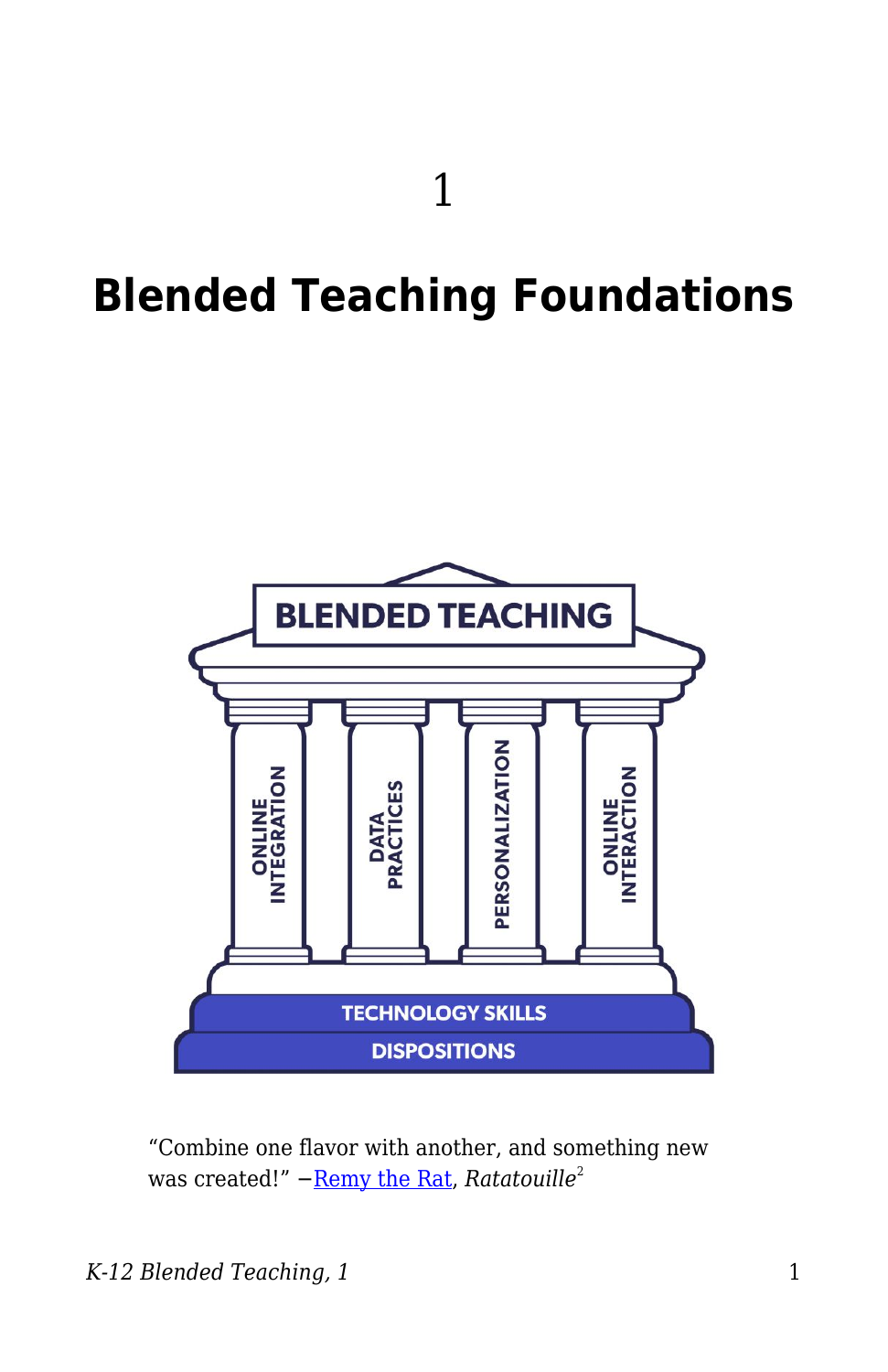1

# Blended Teaching Foundations

“Combine one flavor with another, and something new was created!” —Remy the Rat, *Ratatouille*[2]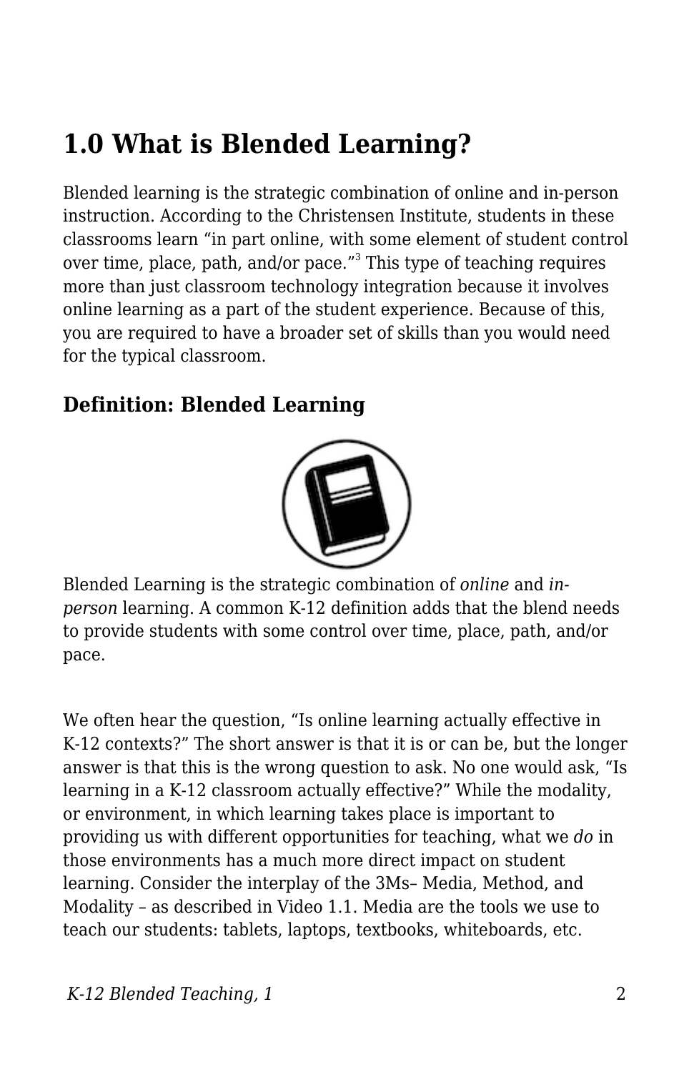## 1.0 What is Blended Learning?

Blended learning is the strategic combination of online and in-person instruction. According to the Christensen Institute, students in these classrooms learn "in part online, with some element of student control over time, place, path, and/or pace."[3] This type of teaching requires more than just classroom technology integration because it involves online learning as a part of the student experience. Because of this, you are required to have a broader set of skills than you would need for the typical classroom.

### Definition: Blended Learning

Blended Learning is the strategic combination of *online* and *in-person* learning. A common K-12 definition adds that the blend needs to provide students with some control over time, place, path, and/or pace.

We often hear the question, "Is online learning actually effective in K-12 contexts?" The short answer is that it is or can be, but the longer answer is that this is the wrong question to ask. No one would ask, "Is learning in a K-12 classroom actually effective?" While the modality, or environment, in which learning takes place is important to providing us with different opportunities for teaching, what we *do* in those environments has a much more direct impact on student learning. Consider the interplay of the 3Ms– Media, Method, and Modality – as described in Video 1.1. Media are the tools we use to teach our students: tablets, laptops, textbooks, whiteboards, etc.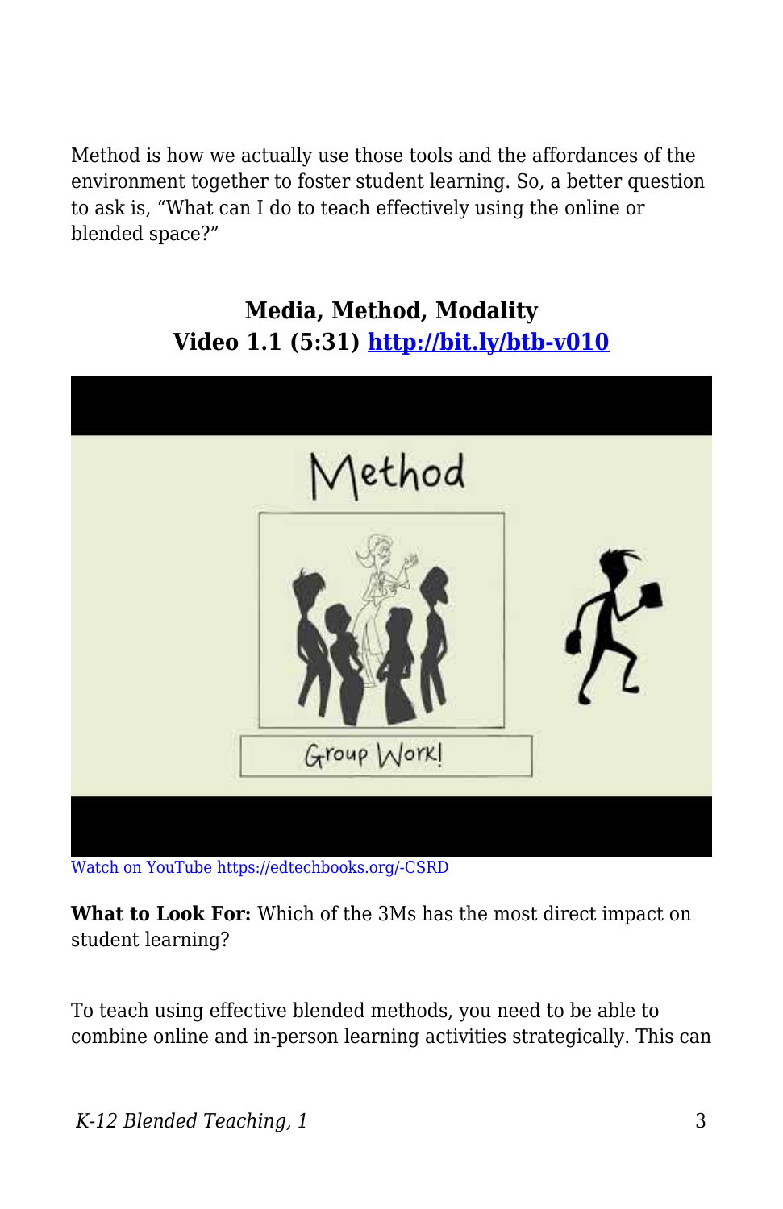Method is how we actually use those tools and the affordances of the environment together to foster student learning. So, a better question to ask is, “What can I do to teach effectively using the online or blended space?”

**Media, Method, Modality**
**Video 1.1 (5:31) [http://bit.ly/btb-v010](http://bit.ly/btb-v010)**

[Watch on YouTube https://edtechbooks.org/-CSRD](https://edtechbooks.org/-CSRD)

**What to Look For:** Which of the 3Ms has the most direct impact on student learning?

To teach using effective blended methods, you need to be able to combine online and in-person learning activities strategically. This can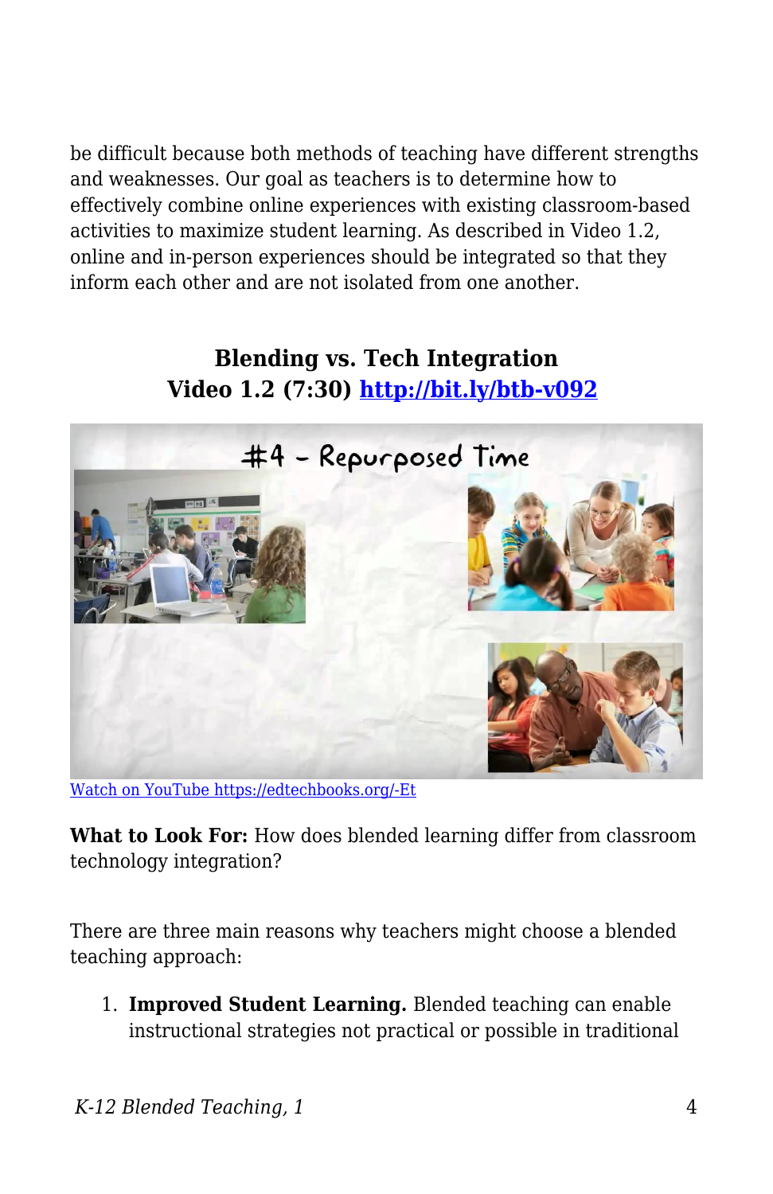be difficult because both methods of teaching have different strengths and weaknesses. Our goal as teachers is to determine how to effectively combine online experiences with existing classroom-based activities to maximize student learning. As described in Video 1.2, online and in-person experiences should be integrated so that they inform each other and are not isolated from one another.

**Blending vs. Tech Integration**
**Video 1.2 (7:30) [http://bit.ly/btb-v092](http://bit.ly/btb-v092)**

[Watch on YouTube https://edtechbooks.org/-Et](https://edtechbooks.org/-Et)

**What to Look For:** How does blended learning differ from classroom technology integration?

There are three main reasons why teachers might choose a blended teaching approach:

1. **Improved Student Learning.** Blended teaching can enable instructional strategies not practical or possible in traditional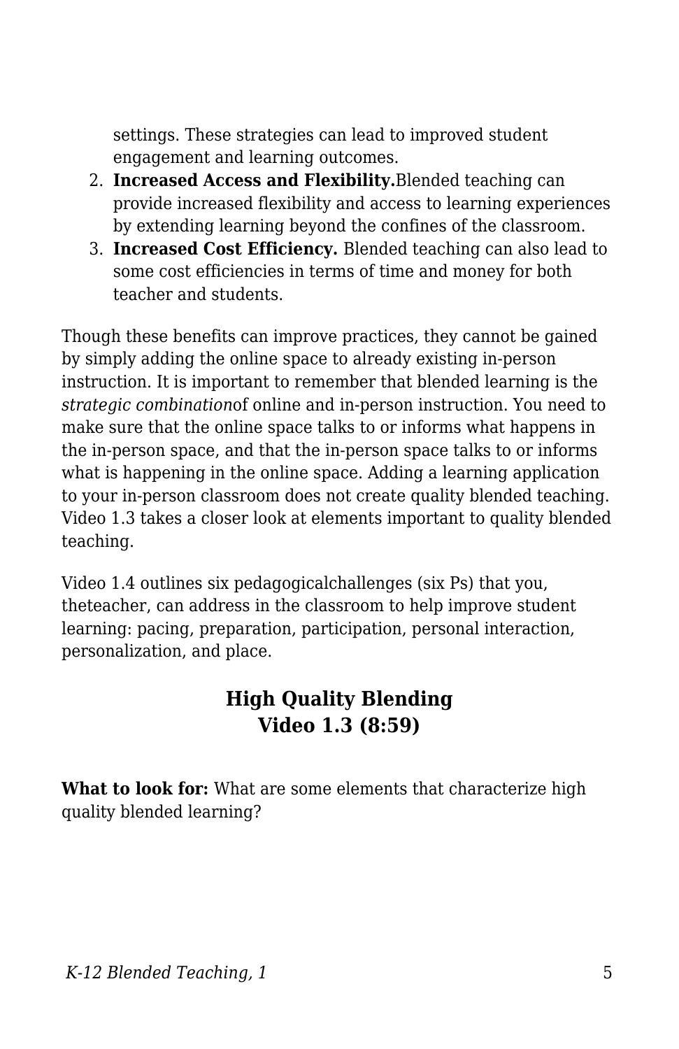settings. These strategies can lead to improved student engagement and learning outcomes.

2. **Increased Access and Flexibility.**Blended teaching can provide increased flexibility and access to learning experiences by extending learning beyond the confines of the classroom.
3. **Increased Cost Efficiency.** Blended teaching can also lead to some cost efficiencies in terms of time and money for both teacher and students.

Though these benefits can improve practices, they cannot be gained by simply adding the online space to already existing in-person instruction. It is important to remember that blended learning is the *strategic combination*of online and in-person instruction. You need to make sure that the online space talks to or informs what happens in the in-person space, and that the in-person space talks to or informs what is happening in the online space. Adding a learning application to your in-person classroom does not create quality blended teaching. Video 1.3 takes a closer look at elements important to quality blended teaching.

Video 1.4 outlines six pedagogicalchallenges (six Ps) that you, theteacher, can address in the classroom to help improve student learning: pacing, preparation, participation, personal interaction, personalization, and place.

### High Quality Blending
### Video 1.3 (8:59)

**What to look for:** What are some elements that characterize high quality blended learning?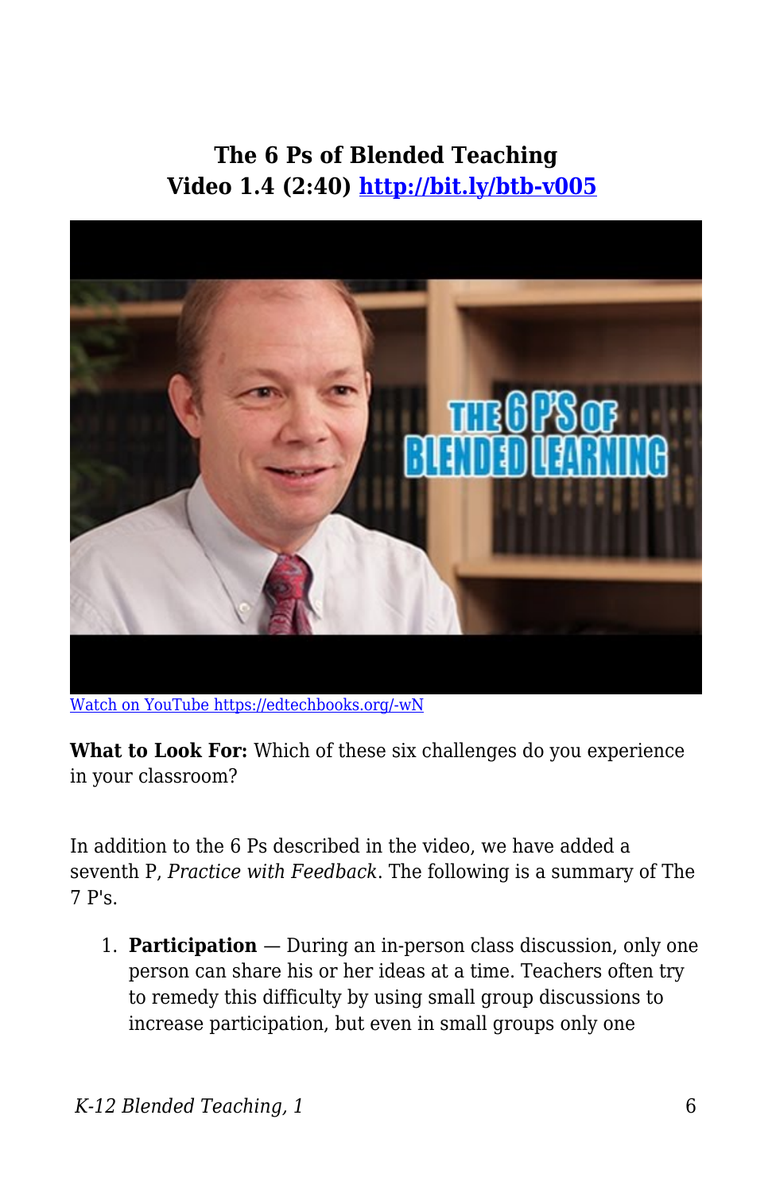**The 6 Ps of Blended Teaching**
**Video 1.4 (2:40) [http://bit.ly/btb-v005](http://bit.ly/btb-v005)**

[Watch on YouTube https://edtechbooks.org/-wN](https://edtechbooks.org/-wN)

**What to Look For:** Which of these six challenges do you experience in your classroom?

In addition to the 6 Ps described in the video, we have added a seventh P, *Practice with Feedback*. The following is a summary of The 7 P's.

1. **Participation** — During an in-person class discussion, only one person can share his or her ideas at a time. Teachers often try to remedy this difficulty by using small group discussions to increase participation, but even in small groups only one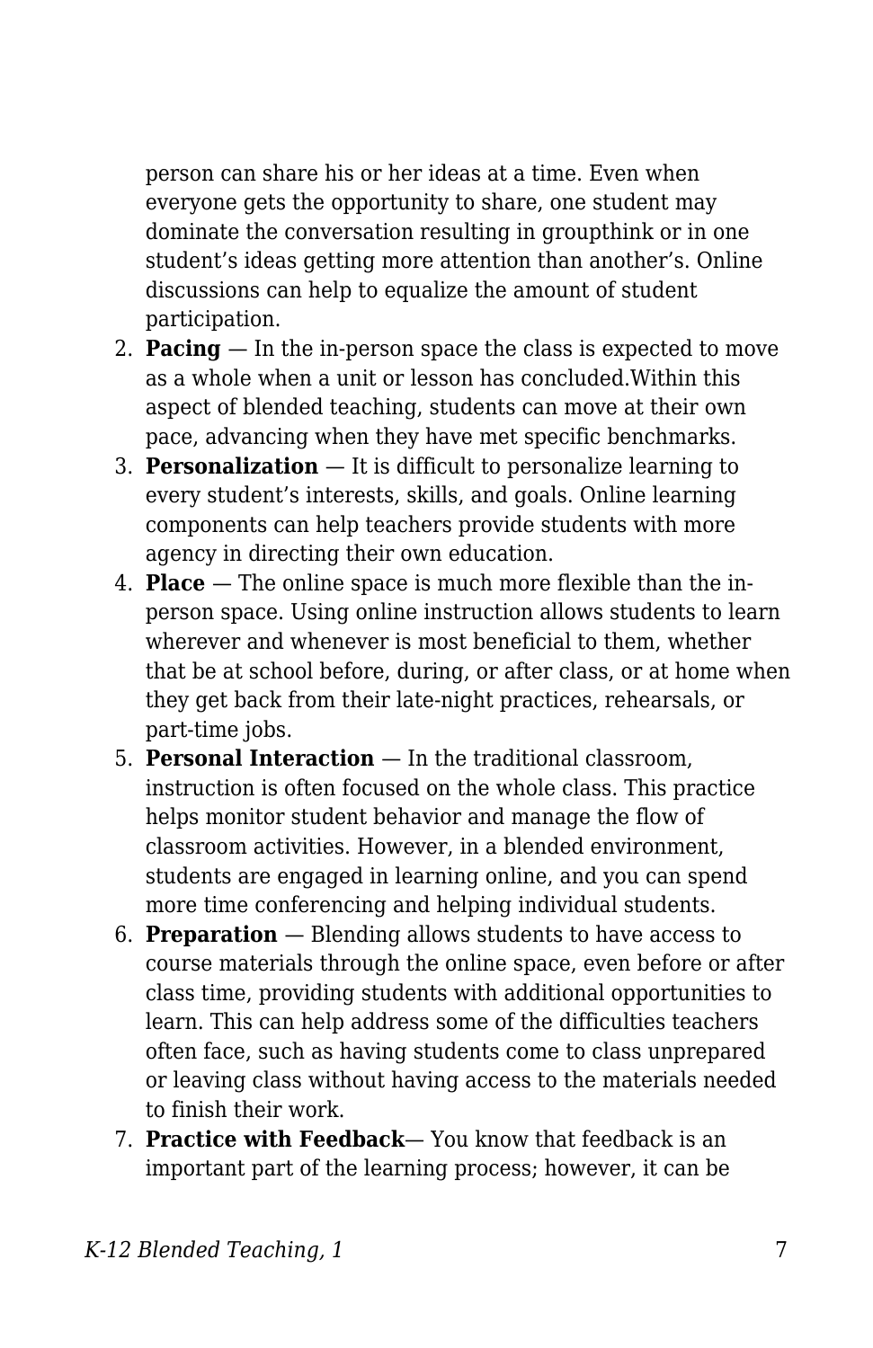person can share his or her ideas at a time. Even when everyone gets the opportunity to share, one student may dominate the conversation resulting in groupthink or in one student's ideas getting more attention than another's. Online discussions can help to equalize the amount of student participation.

2. **Pacing** — In the in-person space the class is expected to move as a whole when a unit or lesson has concluded.Within this aspect of blended teaching, students can move at their own pace, advancing when they have met specific benchmarks.
3. **Personalization** — It is difficult to personalize learning to every student's interests, skills, and goals. Online learning components can help teachers provide students with more agency in directing their own education.
4. **Place** — The online space is much more flexible than the in-person space. Using online instruction allows students to learn wherever and whenever is most beneficial to them, whether that be at school before, during, or after class, or at home when they get back from their late-night practices, rehearsals, or part-time jobs.
5. **Personal Interaction** — In the traditional classroom, instruction is often focused on the whole class. This practice helps monitor student behavior and manage the flow of classroom activities. However, in a blended environment, students are engaged in learning online, and you can spend more time conferencing and helping individual students.
6. **Preparation** — Blending allows students to have access to course materials through the online space, even before or after class time, providing students with additional opportunities to learn. This can help address some of the difficulties teachers often face, such as having students come to class unprepared or leaving class without having access to the materials needed to finish their work.
7. **Practice with Feedback**— You know that feedback is an important part of the learning process; however, it can be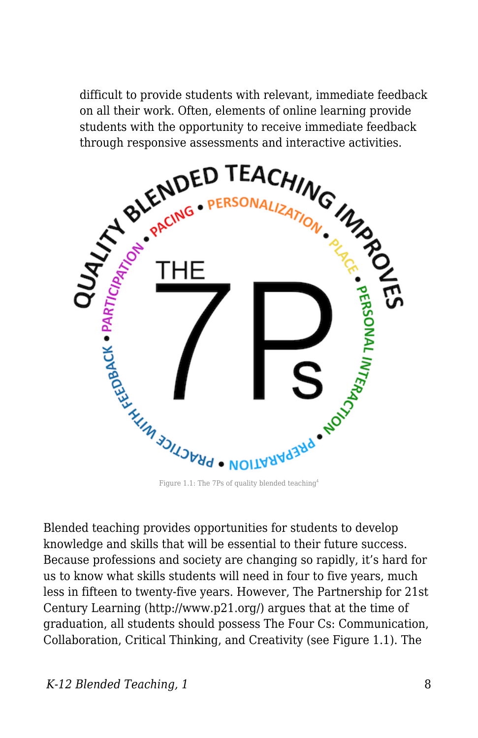difficult to provide students with relevant, immediate feedback on all their work. Often, elements of online learning provide students with the opportunity to receive immediate feedback through responsive assessments and interactive activities.

QUALITY BLENDED TEACHING IMPROVES

PACING • PERSONALIZATION • PLACE • PERSONAL INTERACTION • PREPARATION • PRACTICE WITH FEEDBACK • PARTICIPATION •

THE 7Ps

Figure 1.1: The 7Ps of quality blended teaching[4]

Blended teaching provides opportunities for students to develop knowledge and skills that will be essential to their future success. Because professions and society are changing so rapidly, it's hard for us to know what skills students will need in four to five years, much less in fifteen to twenty-five years. However, The Partnership for 21st Century Learning (http://www.p21.org/) argues that at the time of graduation, all students should possess The Four Cs: Communication, Collaboration, Critical Thinking, and Creativity (see Figure 1.1). The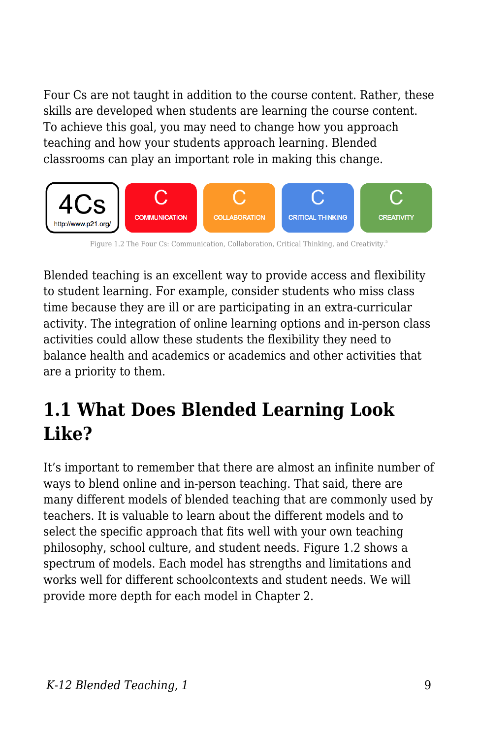Four Cs are not taught in addition to the course content. Rather, these skills are developed when students are learning the course content. To achieve this goal, you may need to change how you approach teaching and how your students approach learning. Blended classrooms can play an important role in making this change.

Figure 1.2 The Four Cs: Communication, Collaboration, Critical Thinking, and Creativity.[5]

Blended teaching is an excellent way to provide access and flexibility to student learning. For example, consider students who miss class time because they are ill or are participating in an extra-curricular activity. The integration of online learning options and in-person class activities could allow these students the flexibility they need to balance health and academics or academics and other activities that are a priority to them.

## 1.1 What Does Blended Learning Look Like?

It's important to remember that there are almost an infinite number of ways to blend online and in-person teaching. That said, there are many different models of blended teaching that are commonly used by teachers. It is valuable to learn about the different models and to select the specific approach that fits well with your own teaching philosophy, school culture, and student needs. Figure 1.2 shows a spectrum of models. Each model has strengths and limitations and works well for different schoolcontexts and student needs. We will provide more depth for each model in Chapter 2.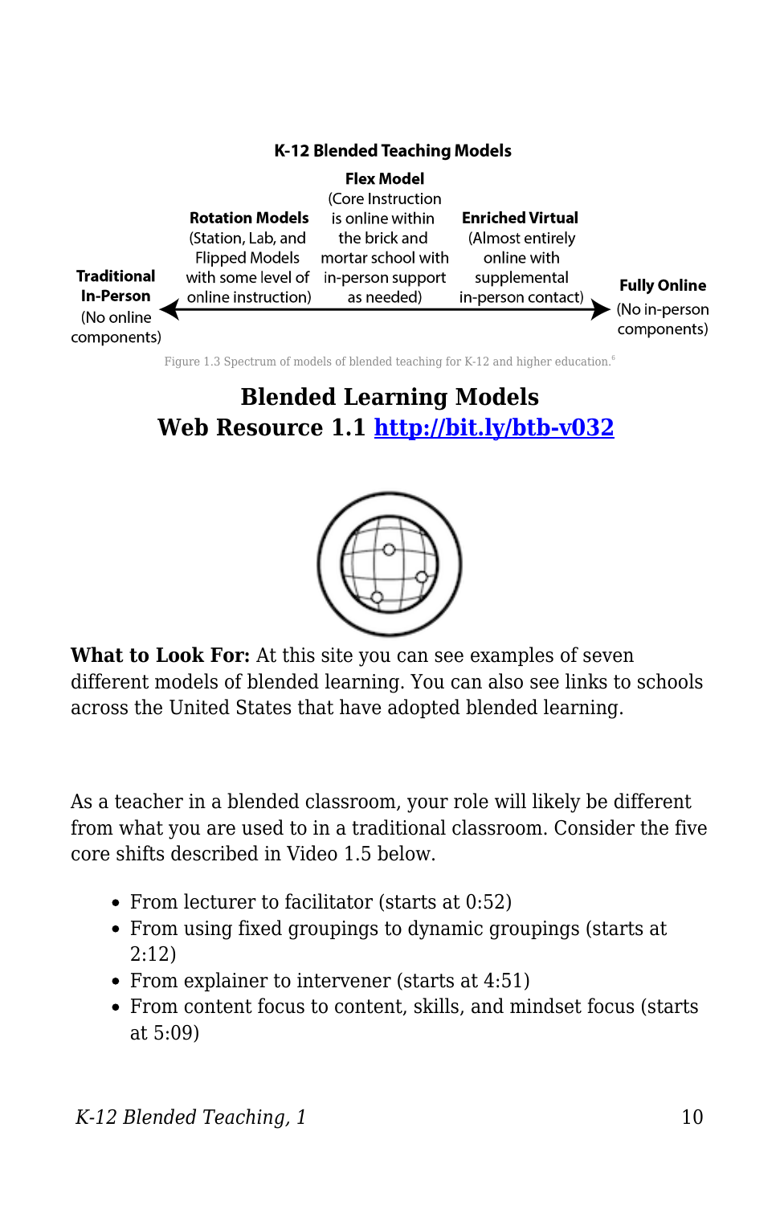**K-12 Blended Teaching Models**

**Traditional In-Person** (No online components) ← **Rotation Models** (Station, Lab, and Flipped Models with some level of online instruction) — **Flex Model** (Core Instruction is online within the brick and mortar school with in-person support as needed) — **Enriched Virtual** (Almost entirely online with supplemental in-person contact) → **Fully Online** (No in-person components)

Figure 1.3 Spectrum of models of blended teaching for K-12 and higher education.[6]

## Blended Learning Models
## Web Resource 1.1 http://bit.ly/btb-v032

**What to Look For:** At this site you can see examples of seven different models of blended learning. You can also see links to schools across the United States that have adopted blended learning.

As a teacher in a blended classroom, your role will likely be different from what you are used to in a traditional classroom. Consider the five core shifts described in Video 1.5 below.

- From lecturer to facilitator (starts at 0:52)
- From using fixed groupings to dynamic groupings (starts at 2:12)
- From explainer to intervener (starts at 4:51)
- From content focus to content, skills, and mindset focus (starts at 5:09)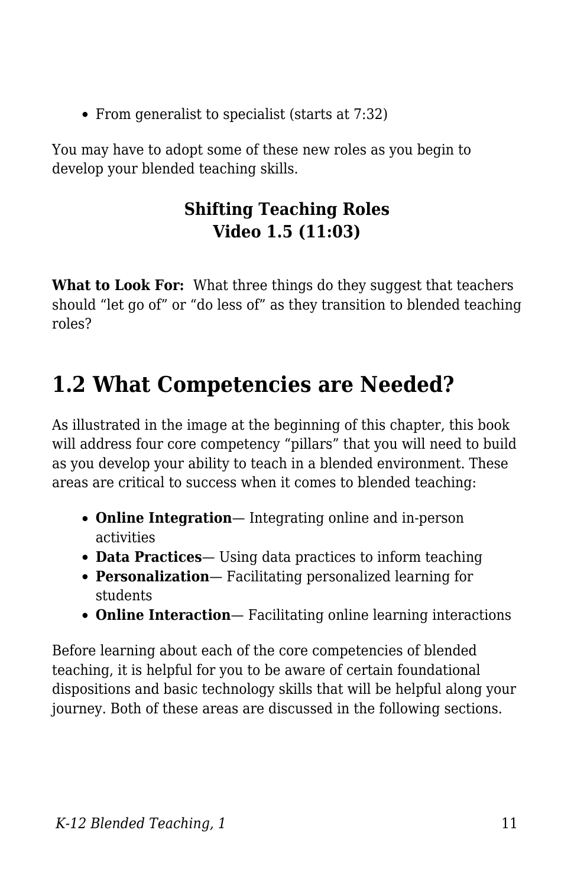- From generalist to specialist (starts at 7:32)

You may have to adopt some of these new roles as you begin to develop your blended teaching skills.

**Shifting Teaching Roles**
**Video 1.5 (11:03)**

**What to Look For:** What three things do they suggest that teachers should "let go of" or "do less of" as they transition to blended teaching roles?

## 1.2 What Competencies are Needed?

As illustrated in the image at the beginning of this chapter, this book will address four core competency "pillars" that you will need to build as you develop your ability to teach in a blended environment. These areas are critical to success when it comes to blended teaching:

- **Online Integration**— Integrating online and in-person activities
- **Data Practices**— Using data practices to inform teaching
- **Personalization**— Facilitating personalized learning for students
- **Online Interaction**— Facilitating online learning interactions

Before learning about each of the core competencies of blended teaching, it is helpful for you to be aware of certain foundational dispositions and basic technology skills that will be helpful along your journey. Both of these areas are discussed in the following sections.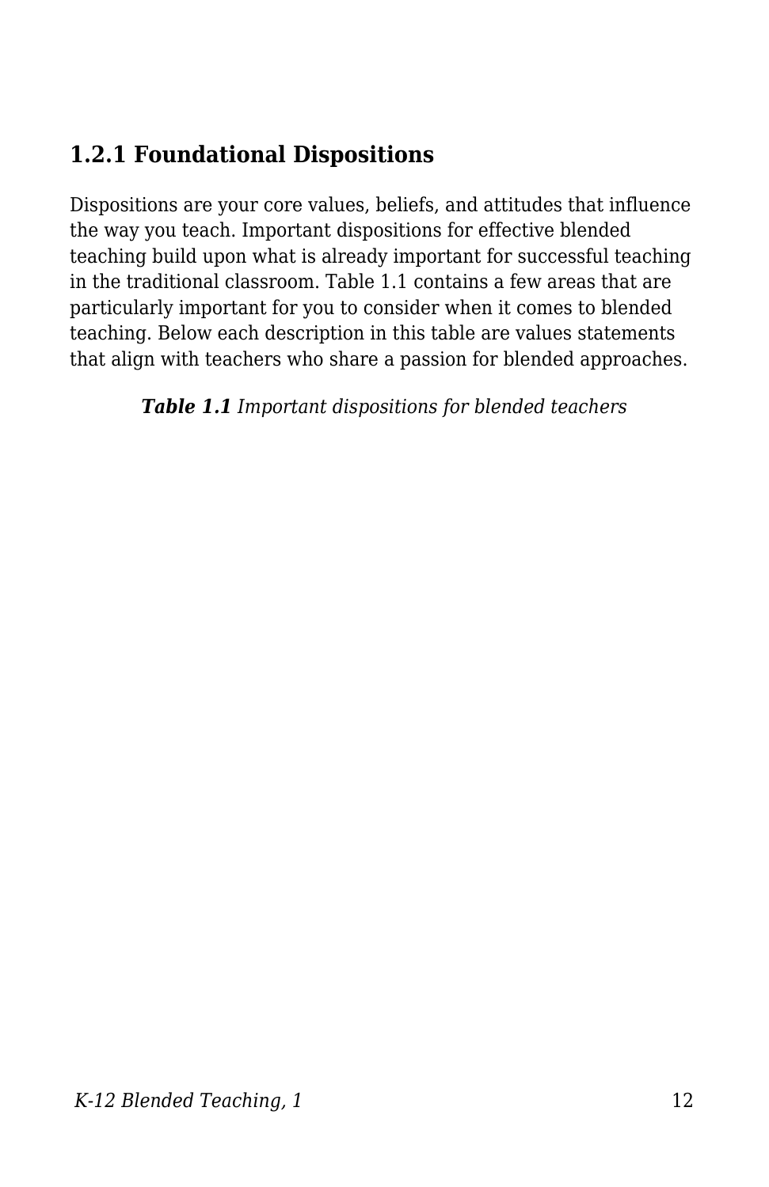### 1.2.1 Foundational Dispositions

Dispositions are your core values, beliefs, and attitudes that influence the way you teach. Important dispositions for effective blended teaching build upon what is already important for successful teaching in the traditional classroom. Table 1.1 contains a few areas that are particularly important for you to consider when it comes to blended teaching. Below each description in this table are values statements that align with teachers who share a passion for blended approaches.

***Table 1.1*** *Important dispositions for blended teachers*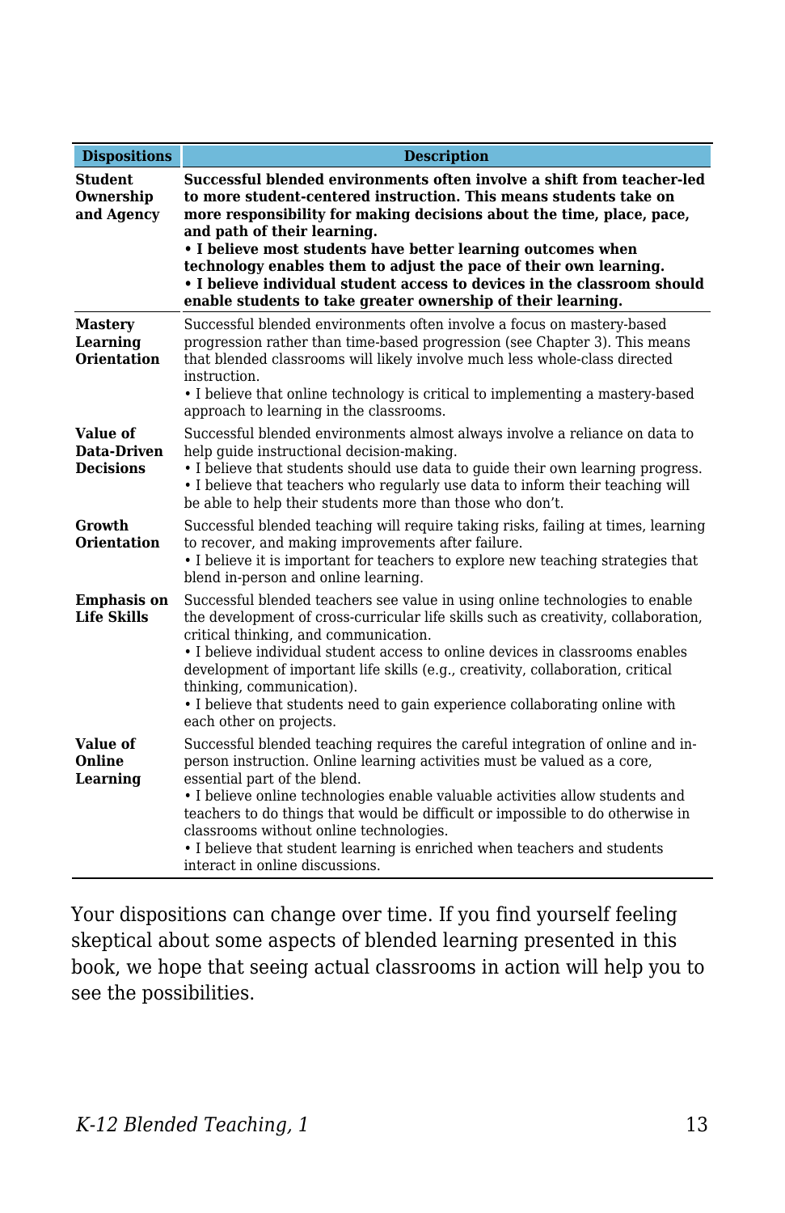| Dispositions | Description |
|---|---|
| **Student Ownership and Agency** | **Successful blended environments often involve a shift from teacher-led to more student-centered instruction. This means students take on more responsibility for making decisions about the time, place, pace, and path of their learning.**<br>**• I believe most students have better learning outcomes when technology enables them to adjust the pace of their own learning.**<br>**• I believe individual student access to devices in the classroom should enable students to take greater ownership of their learning.** |
| **Mastery Learning Orientation** | Successful blended environments often involve a focus on mastery-based progression rather than time-based progression (see Chapter 3). This means that blended classrooms will likely involve much less whole-class directed instruction.<br>• I believe that online technology is critical to implementing a mastery-based approach to learning in the classrooms. |
| **Value of Data-Driven Decisions** | Successful blended environments almost always involve a reliance on data to help guide instructional decision-making.<br>• I believe that students should use data to guide their own learning progress.<br>• I believe that teachers who regularly use data to inform their teaching will be able to help their students more than those who don't. |
| **Growth Orientation** | Successful blended teaching will require taking risks, failing at times, learning to recover, and making improvements after failure.<br>• I believe it is important for teachers to explore new teaching strategies that blend in-person and online learning. |
| **Emphasis on Life Skills** | Successful blended teachers see value in using online technologies to enable the development of cross-curricular life skills such as creativity, collaboration, critical thinking, and communication.<br>• I believe individual student access to online devices in classrooms enables development of important life skills (e.g., creativity, collaboration, critical thinking, communication).<br>• I believe that students need to gain experience collaborating online with each other on projects. |
| **Value of Online Learning** | Successful blended teaching requires the careful integration of online and in-person instruction. Online learning activities must be valued as a core, essential part of the blend.<br>• I believe online technologies enable valuable activities allow students and teachers to do things that would be difficult or impossible to do otherwise in classrooms without online technologies.<br>• I believe that student learning is enriched when teachers and students interact in online discussions. |

Your dispositions can change over time. If you find yourself feeling skeptical about some aspects of blended learning presented in this book, we hope that seeing actual classrooms in action will help you to see the possibilities.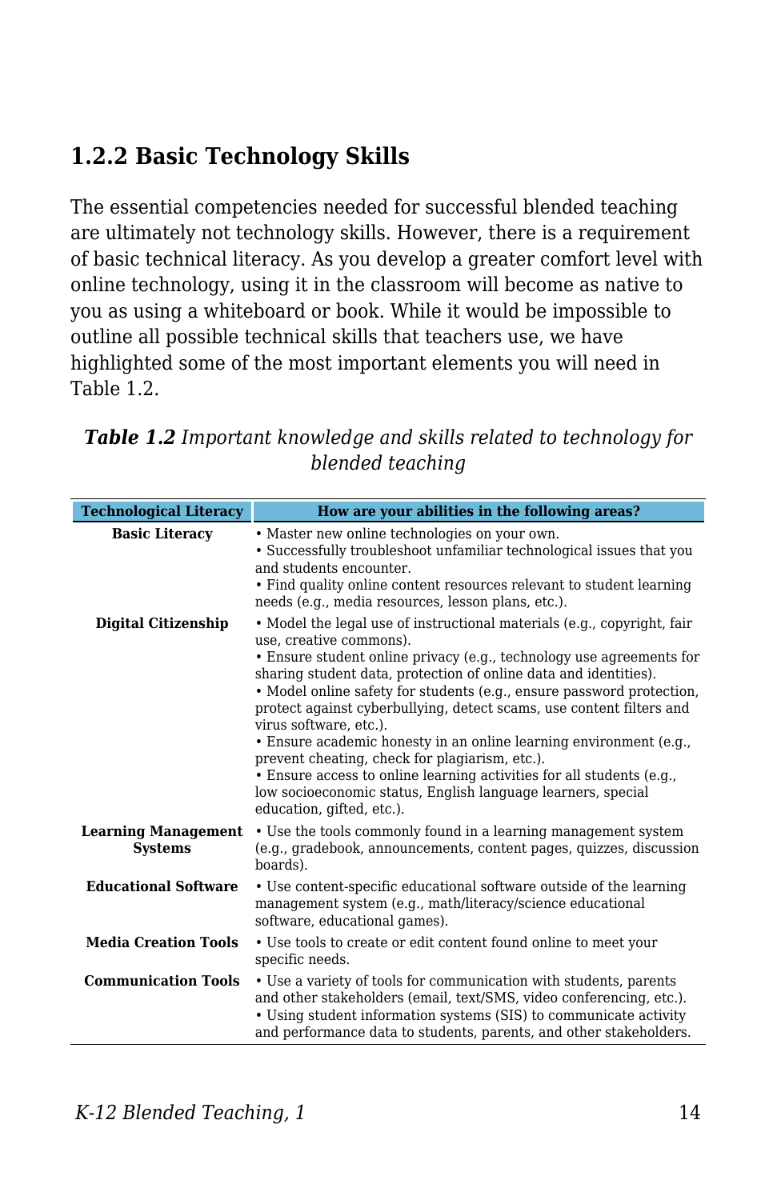### 1.2.2 Basic Technology Skills

The essential competencies needed for successful blended teaching are ultimately not technology skills. However, there is a requirement of basic technical literacy. As you develop a greater comfort level with online technology, using it in the classroom will become as native to you as using a whiteboard or book. While it would be impossible to outline all possible technical skills that teachers use, we have highlighted some of the most important elements you will need in Table 1.2.

***Table 1.2*** *Important knowledge and skills related to technology for blended teaching*

| Technological Literacy | How are your abilities in the following areas? |
|---|---|
| **Basic Literacy** | • Master new online technologies on your own.<br>• Successfully troubleshoot unfamiliar technological issues that you and students encounter.<br>• Find quality online content resources relevant to student learning needs (e.g., media resources, lesson plans, etc.). |
| **Digital Citizenship** | • Model the legal use of instructional materials (e.g., copyright, fair use, creative commons).<br>• Ensure student online privacy (e.g., technology use agreements for sharing student data, protection of online data and identities).<br>• Model online safety for students (e.g., ensure password protection, protect against cyberbullying, detect scams, use content filters and virus software, etc.).<br>• Ensure academic honesty in an online learning environment (e.g., prevent cheating, check for plagiarism, etc.).<br>• Ensure access to online learning activities for all students (e.g., low socioeconomic status, English language learners, special education, gifted, etc.). |
| **Learning Management Systems** | • Use the tools commonly found in a learning management system (e.g., gradebook, announcements, content pages, quizzes, discussion boards). |
| **Educational Software** | • Use content-specific educational software outside of the learning management system (e.g., math/literacy/science educational software, educational games). |
| **Media Creation Tools** | • Use tools to create or edit content found online to meet your specific needs. |
| **Communication Tools** | • Use a variety of tools for communication with students, parents and other stakeholders (email, text/SMS, video conferencing, etc.).<br>• Using student information systems (SIS) to communicate activity and performance data to students, parents, and other stakeholders. |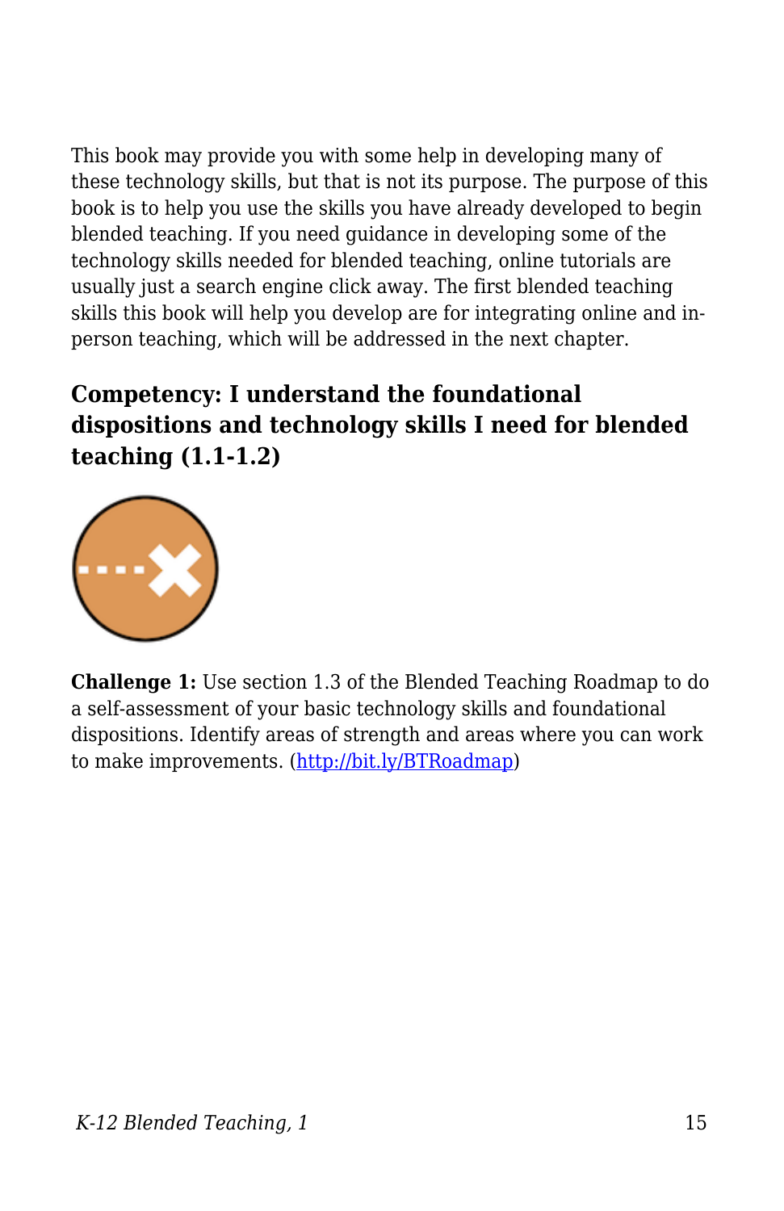This book may provide you with some help in developing many of these technology skills, but that is not its purpose. The purpose of this book is to help you use the skills you have already developed to begin blended teaching. If you need guidance in developing some of the technology skills needed for blended teaching, online tutorials are usually just a search engine click away. The first blended teaching skills this book will help you develop are for integrating online and in-person teaching, which will be addressed in the next chapter.

### Competency: I understand the foundational dispositions and technology skills I need for blended teaching (1.1-1.2)

**Challenge 1:** Use section 1.3 of the Blended Teaching Roadmap to do a self-assessment of your basic technology skills and foundational dispositions. Identify areas of strength and areas where you can work to make improvements. ([http://bit.ly/BTRoadmap](http://bit.ly/BTRoadmap))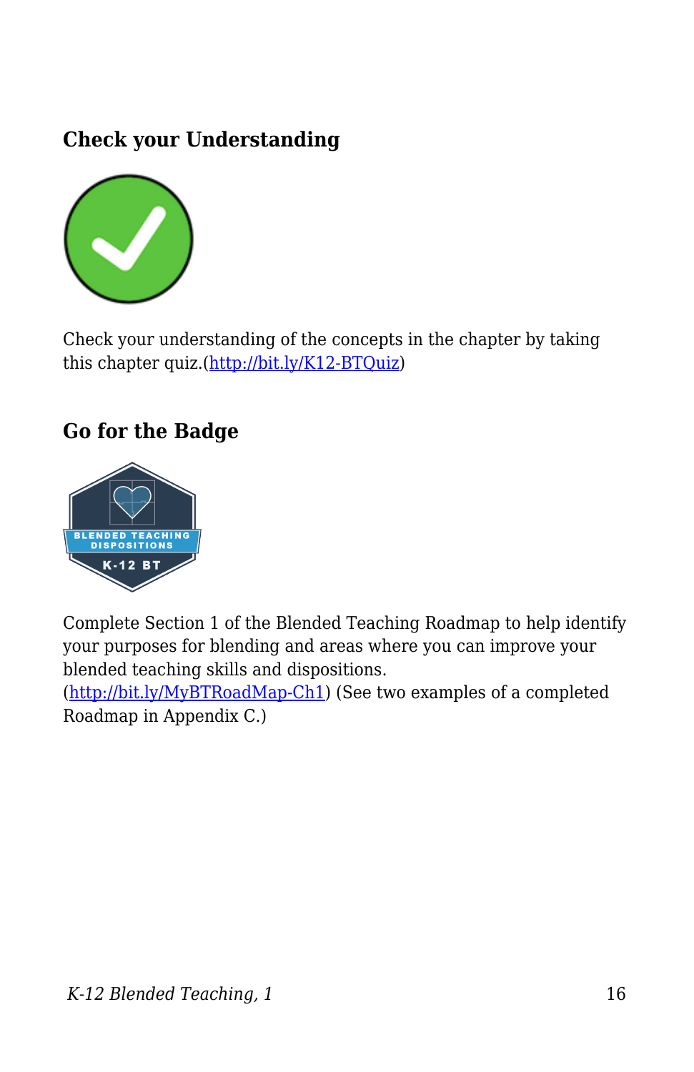### Check your Understanding

Check your understanding of the concepts in the chapter by taking this chapter quiz.(http://bit.ly/K12-BTQuiz)

### Go for the Badge

Complete Section 1 of the Blended Teaching Roadmap to help identify your purposes for blending and areas where you can improve your blended teaching skills and dispositions. (http://bit.ly/MyBTRoadMap-Ch1) (See two examples of a completed Roadmap in Appendix C.)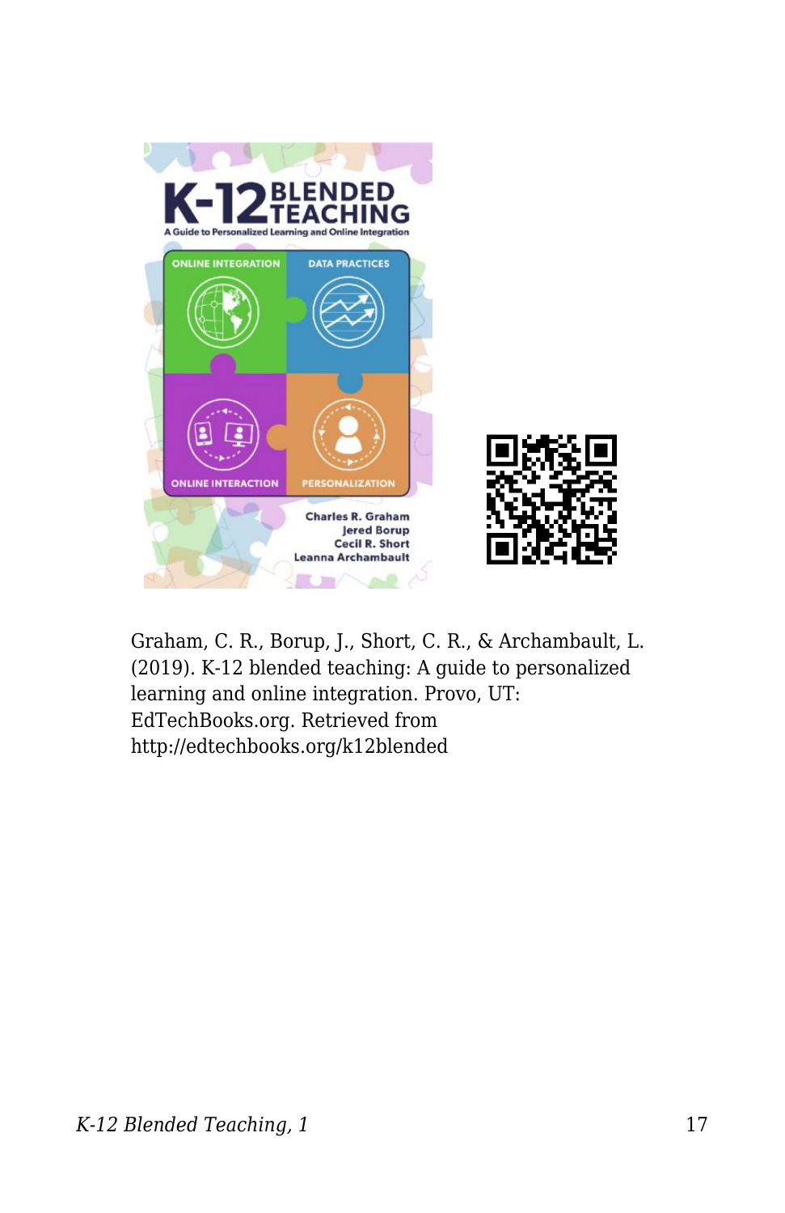Graham, C. R., Borup, J., Short, C. R., & Archambault, L. (2019). K-12 blended teaching: A guide to personalized learning and online integration. Provo, UT: EdTechBooks.org. Retrieved from http://edtechbooks.org/k12blended